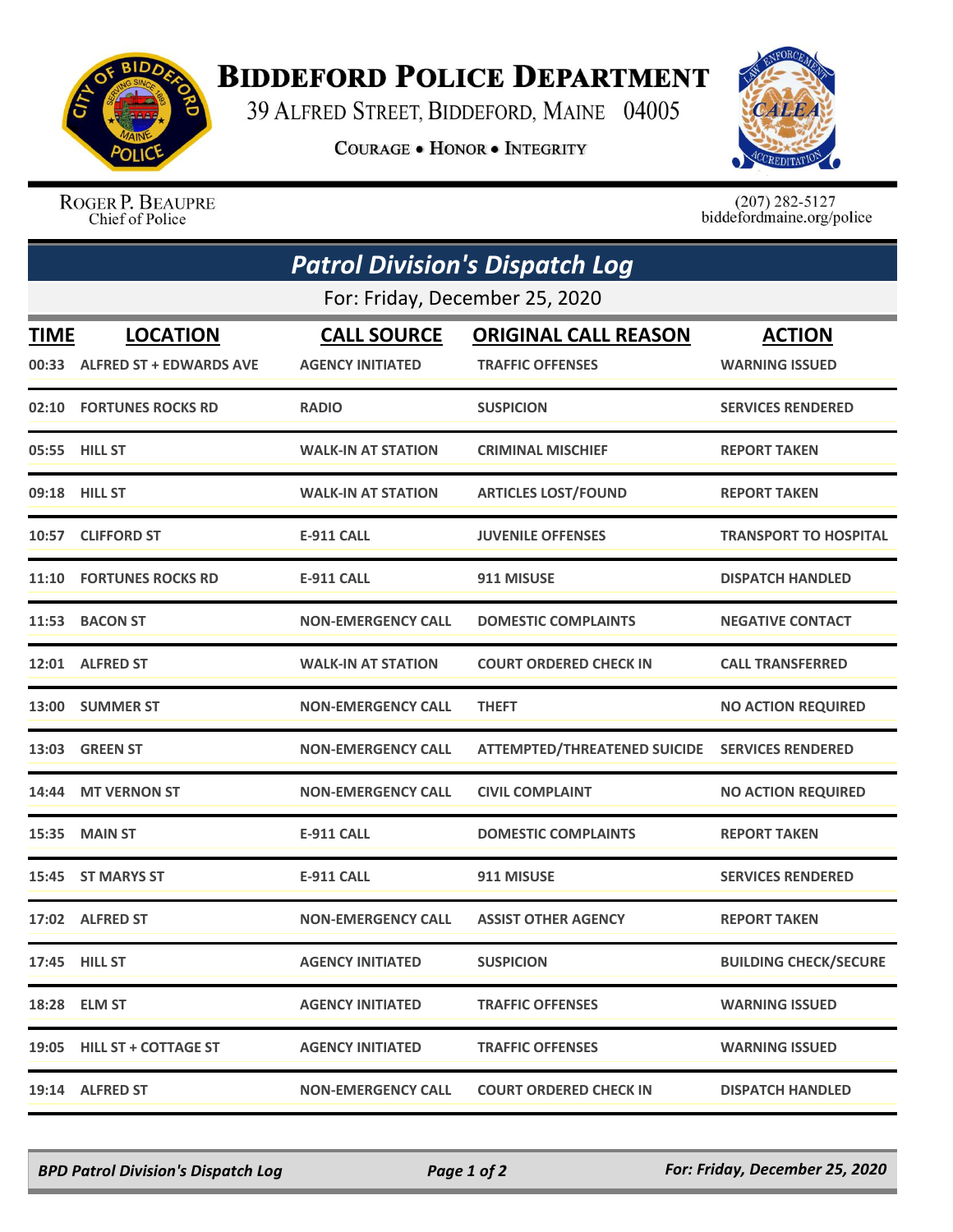# BIDDEFORD POLICE DEPARTMENT

39 ALFRED STREET, BIDDEFORD, MAINE 04005

COURAGE • HONOR • INTEGRITY

ROGER P. BEAUPRE
Chief of Police

(207) 282-5127
biddefordmaine.org/police

## *Patrol Division's Dispatch Log*

For: Friday, December 25, 2020

| TIME | LOCATION | CALL SOURCE | ORIGINAL CALL REASON | ACTION |
|---|---|---|---|---|
| 00:33 | ALFRED ST + EDWARDS AVE | AGENCY INITIATED | TRAFFIC OFFENSES | WARNING ISSUED |
| 02:10 | FORTUNES ROCKS RD | RADIO | SUSPICION | SERVICES RENDERED |
| 05:55 | HILL ST | WALK-IN AT STATION | CRIMINAL MISCHIEF | REPORT TAKEN |
| 09:18 | HILL ST | WALK-IN AT STATION | ARTICLES LOST/FOUND | REPORT TAKEN |
| 10:57 | CLIFFORD ST | E-911 CALL | JUVENILE OFFENSES | TRANSPORT TO HOSPITAL |
| 11:10 | FORTUNES ROCKS RD | E-911 CALL | 911 MISUSE | DISPATCH HANDLED |
| 11:53 | BACON ST | NON-EMERGENCY CALL | DOMESTIC COMPLAINTS | NEGATIVE CONTACT |
| 12:01 | ALFRED ST | WALK-IN AT STATION | COURT ORDERED CHECK IN | CALL TRANSFERRED |
| 13:00 | SUMMER ST | NON-EMERGENCY CALL | THEFT | NO ACTION REQUIRED |
| 13:03 | GREEN ST | NON-EMERGENCY CALL | ATTEMPTED/THREATENED SUICIDE | SERVICES RENDERED |
| 14:44 | MT VERNON ST | NON-EMERGENCY CALL | CIVIL COMPLAINT | NO ACTION REQUIRED |
| 15:35 | MAIN ST | E-911 CALL | DOMESTIC COMPLAINTS | REPORT TAKEN |
| 15:45 | ST MARYS ST | E-911 CALL | 911 MISUSE | SERVICES RENDERED |
| 17:02 | ALFRED ST | NON-EMERGENCY CALL | ASSIST OTHER AGENCY | REPORT TAKEN |
| 17:45 | HILL ST | AGENCY INITIATED | SUSPICION | BUILDING CHECK/SECURE |
| 18:28 | ELM ST | AGENCY INITIATED | TRAFFIC OFFENSES | WARNING ISSUED |
| 19:05 | HILL ST + COTTAGE ST | AGENCY INITIATED | TRAFFIC OFFENSES | WARNING ISSUED |
| 19:14 | ALFRED ST | NON-EMERGENCY CALL | COURT ORDERED CHECK IN | DISPATCH HANDLED |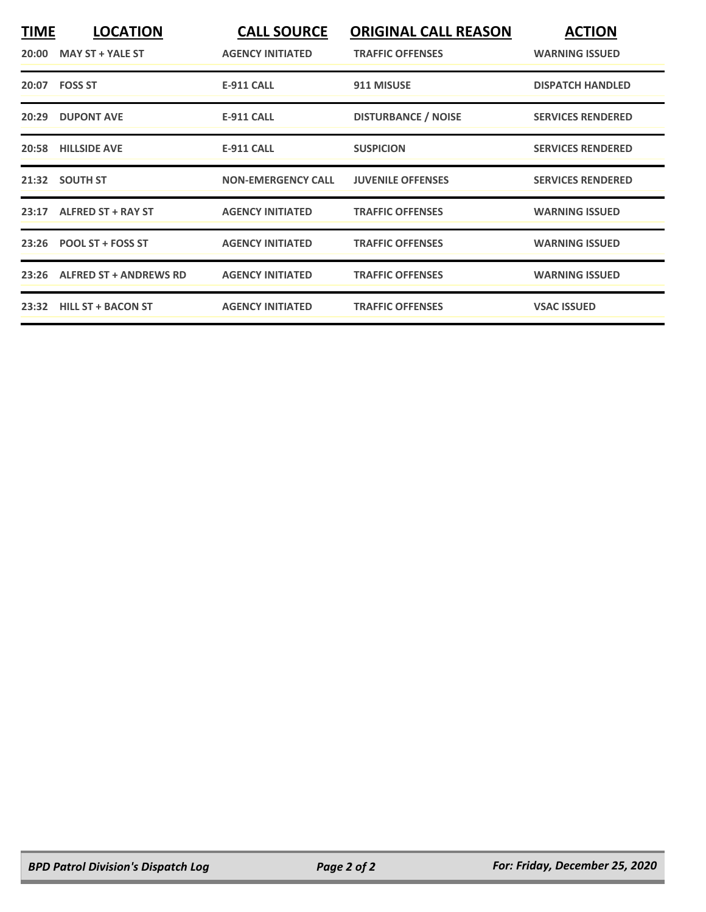| TIME | LOCATION | CALL SOURCE | ORIGINAL CALL REASON | ACTION |
|---|---|---|---|---|
| 20:00 | MAY ST + YALE ST | AGENCY INITIATED | TRAFFIC OFFENSES | WARNING ISSUED |
| 20:07 | FOSS ST | E-911 CALL | 911 MISUSE | DISPATCH HANDLED |
| 20:29 | DUPONT AVE | E-911 CALL | DISTURBANCE / NOISE | SERVICES RENDERED |
| 20:58 | HILLSIDE AVE | E-911 CALL | SUSPICION | SERVICES RENDERED |
| 21:32 | SOUTH ST | NON-EMERGENCY CALL | JUVENILE OFFENSES | SERVICES RENDERED |
| 23:17 | ALFRED ST + RAY ST | AGENCY INITIATED | TRAFFIC OFFENSES | WARNING ISSUED |
| 23:26 | POOL ST + FOSS ST | AGENCY INITIATED | TRAFFIC OFFENSES | WARNING ISSUED |
| 23:26 | ALFRED ST + ANDREWS RD | AGENCY INITIATED | TRAFFIC OFFENSES | WARNING ISSUED |
| 23:32 | HILL ST + BACON ST | AGENCY INITIATED | TRAFFIC OFFENSES | VSAC ISSUED |